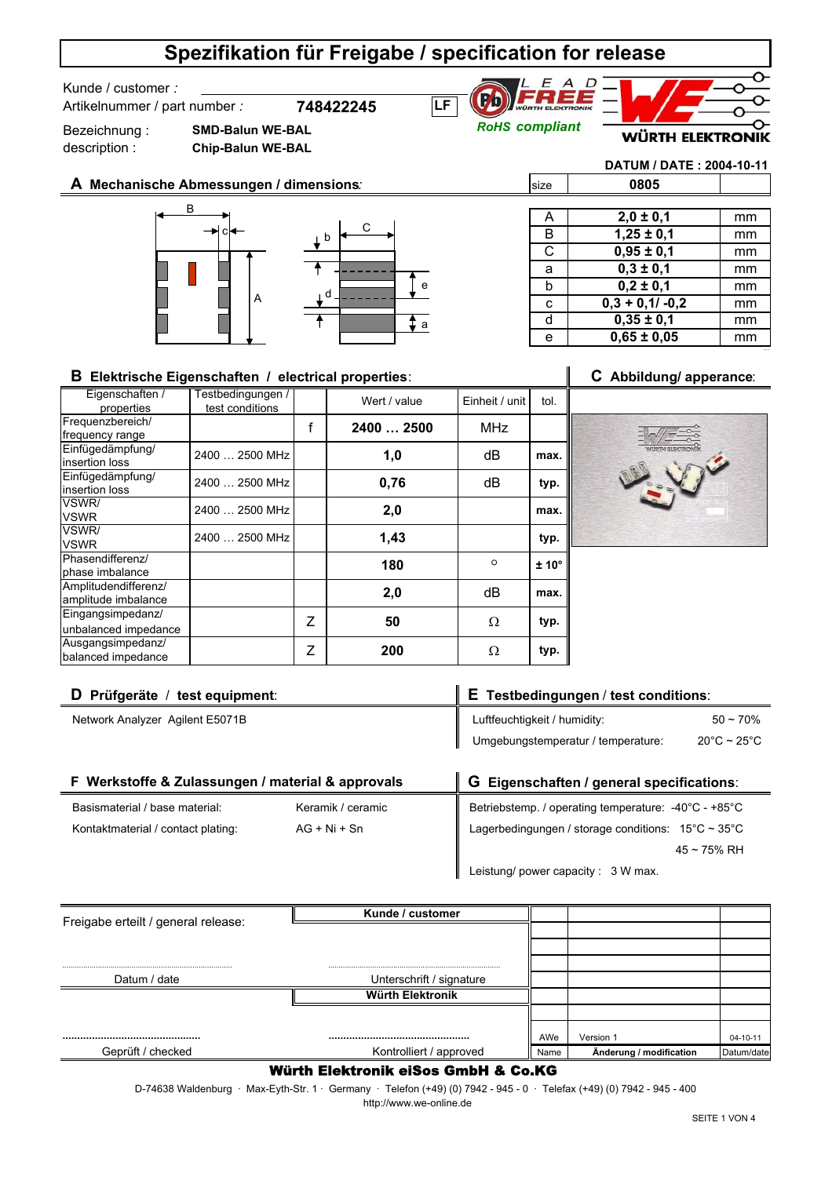# Spezifikation für Freigabe / specification for release

Kunde / customer :

Artikelnummer / part number : **748422245** LF

Bezeichnung : **SMD-Balun WE-BAL**

description : **Chip-Balun WE-BAL**

RoHS compliant

WÜRTH ELEKTRONIK

**DATUM / DATE : 2004-10-11**

## A Mechanische Abmessungen / dimensions:

| size | 0805 | |
|---|---|---|
| A | **2,0 ± 0,1** | mm |
| B | **1,25 ± 0,1** | mm |
| C | **0,95 ± 0,1** | mm |
| a | **0,3 ± 0,1** | mm |
| b | **0,2 ± 0,1** | mm |
| c | **0,3 + 0,1/ -0,2** | mm |
| d | **0,35 ± 0,1** | mm |
| e | **0,65 ± 0,05** | mm |

## B Elektrische Eigenschaften / electrical properties:

| Eigenschaften / properties | Testbedingungen / test conditions | | Wert / value | Einheit / unit | tol. |
|---|---|---|---|---|---|
| Frequenzbereich/ frequency range | | f | **2400 … 2500** | MHz | |
| Einfügedämpfung/ insertion loss | 2400 … 2500 MHz | | **1,0** | dB | **max.** |
| Einfügedämpfung/ insertion loss | 2400 … 2500 MHz | | **0,76** | dB | **typ.** |
| VSWR/ VSWR | 2400 … 2500 MHz | | **2,0** | | **max.** |
| VSWR/ VSWR | 2400 … 2500 MHz | | **1,43** | | **typ.** |
| Phasendifferenz/ phase imbalance | | | **180** | ° | **± 10°** |
| Amplitudendifferenz/ amplitude imbalance | | | **2,0** | dB | **max.** |
| Eingangsimpedanz/ unbalanced impedance | | Z | **50** | Ω | **typ.** |
| Ausgangsimpedanz/ balanced impedance | | Z | **200** | Ω | **typ.** |

## C Abbildung/ apperance:

## D Prüfgeräte / test equipment:

Network Analyzer Agilent E5071B

## E Testbedingungen / test conditions:

| | |
|---|---|
| Luftfeuchtigkeit / humidity: | 50 ~ 70% |
| Umgebungstemperatur / temperature: | 20°C ~ 25°C |

## F Werkstoffe & Zulassungen / material & approvals

| | |
|---|---|
| Basismaterial / base material: | Keramik / ceramic |
| Kontaktmaterial / contact plating: | AG + Ni + Sn |

## G Eigenschaften / general specifications:

Betriebstemp. / operating temperature: -40°C - +85°C

Lagerbedingungen / storage conditions: 15°C ~ 35°C, 45 ~ 75% RH

Leistung/ power capacity : 3 W max.

---

Freigabe erteilt / general release:

**Kunde / customer**

Datum / date — Unterschrift / signature

**Würth Elektronik**

Geprüft / checked — Kontrolliert / approved

| Name | Änderung / modification | Datum/date |
|---|---|---|
| AWe | Version 1 | 04-10-11 |

**Würth Elektronik eiSos GmbH & Co.KG**

D-74638 Waldenburg · Max-Eyth-Str. 1 · Germany · Telefon (+49) (0) 7942 - 945 - 0 · Telefax (+49) (0) 7942 - 945 - 400

http://www.we-online.de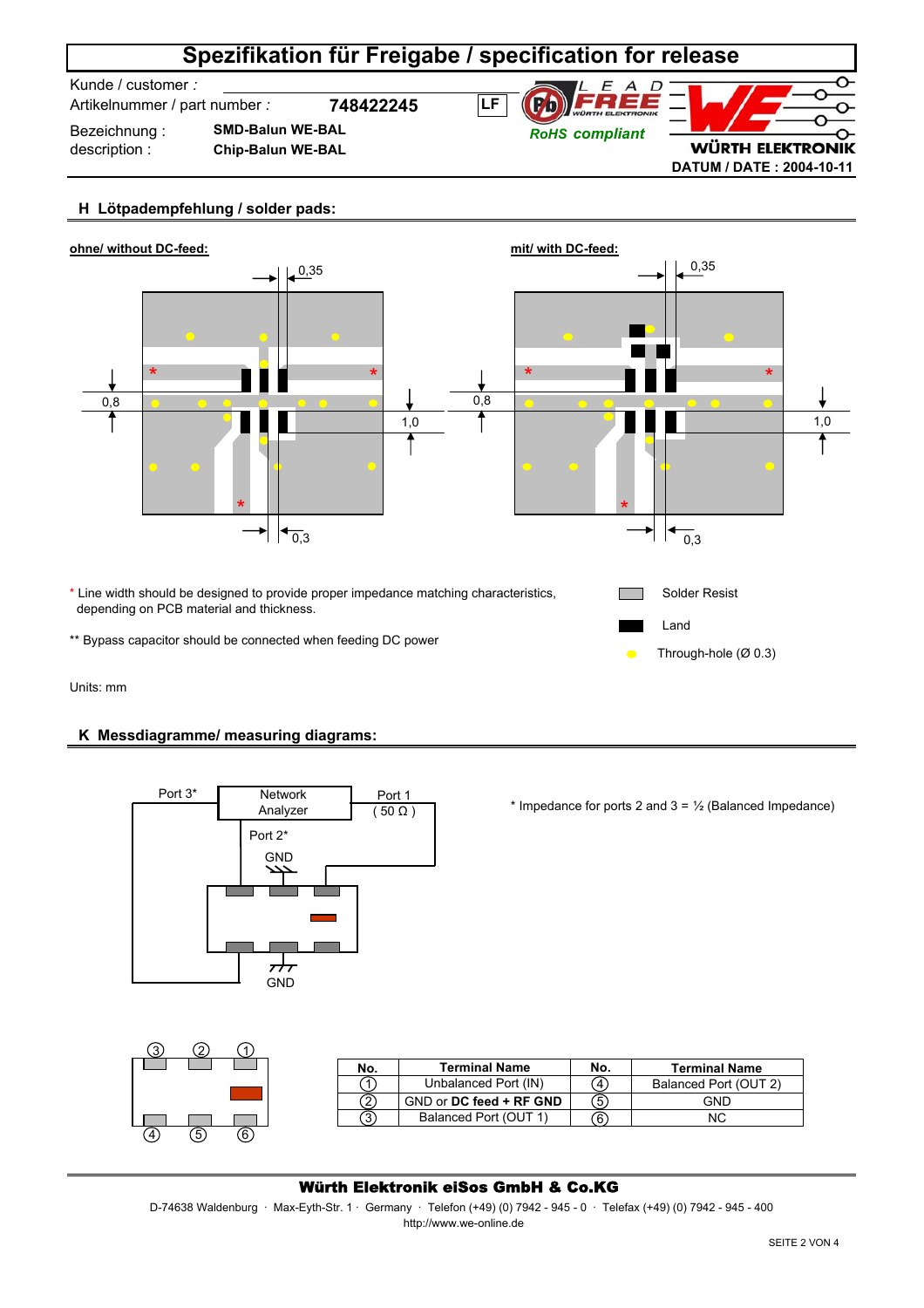# Spezifikation für Freigabe / specification for release

Kunde / customer :

Artikelnummer / part number : **748422245** LF

Bezeichnung : **SMD-Balun WE-BAL**

description : **Chip-Balun WE-BAL**

RoHS compliant

WÜRTH ELEKTRONIK

**DATUM / DATE : 2004-10-11**

## H Lötpadempfehlung / solder pads:

**ohne/ without DC-feed:**

0,35 — 0,8 — 1,0 — 0,3

**mit/ with DC-feed:**

0,35 — 0,8 — 1,0 — 0,3

\* Line width should be designed to provide proper impedance matching characteristics, depending on PCB material and thickness.

** Bypass capacitor should be connected when feeding DC power

- Solder Resist
- Land
- Through-hole (Ø 0.3)

Units: mm

## K Messdiagramme/ measuring diagrams:

Port 3* — Network Analyzer — Port 1 (50 Ω) — Port 2* — GND — GND

\* Impedance for ports 2 and 3 = ½ (Balanced Impedance)

| No. | Terminal Name | No. | Terminal Name |
|---|---|---|---|
| ① | Unbalanced Port (IN) | ④ | Balanced Port (OUT 2) |
| ② | GND or **DC feed + RF GND** | ⑤ | GND |
| ③ | Balanced Port (OUT 1) | ⑥ | NC |

**Würth Elektronik eiSos GmbH & Co.KG**

D-74638 Waldenburg · Max-Eyth-Str. 1 · Germany · Telefon (+49) (0) 7942 - 945 - 0 · Telefax (+49) (0) 7942 - 945 - 400

http://www.we-online.de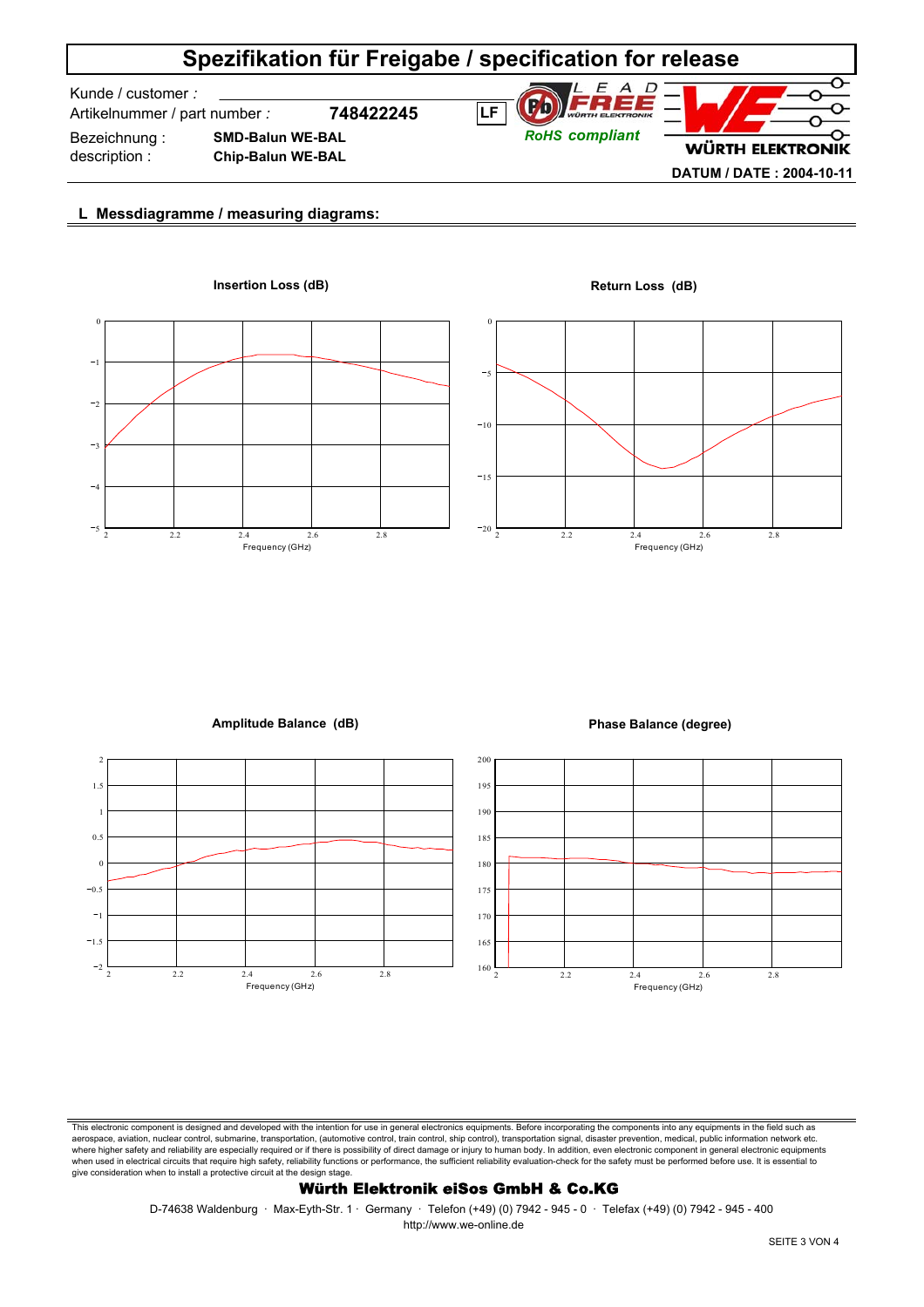# Spezifikation für Freigabe / specification for release

Kunde / customer :

Artikelnummer / part number : **748422245**

Bezeichnung : **SMD-Balun WE-BAL**

description : **Chip-Balun WE-BAL**

LF

RoHS compliant

DATUM / DATE : 2004-10-11

## L Messdiagramme / measuring diagrams:

**Insertion Loss (dB)**

**Return Loss (dB)**

**Amplitude Balance (dB)**

**Phase Balance (degree)**

This electronic component is designed and developed with the intention for use in general electronics equipments. Before incorporating the components into any equipments in the field such as aerospace, aviation, nuclear control, submarine, transportation, (automotive control, train control, ship control), transportation signal, disaster prevention, medical, public information network etc. where higher safety and reliability are especially required or if there is possibility of direct damage or injury to human body. In addition, even electronic component in general electronic equipments when used in electrical circuits that require high safety, reliability functions or performance, the sufficient reliability evaluation-check for the safety must be performed before use. It is essential to give consideration when to install a protective circuit at the design stage.

**Würth Elektronik eiSos GmbH & Co.KG**

D-74638 Waldenburg · Max-Eyth-Str. 1 · Germany · Telefon (+49) (0) 7942 - 945 - 0 · Telefax (+49) (0) 7942 - 945 - 400

http://www.we-online.de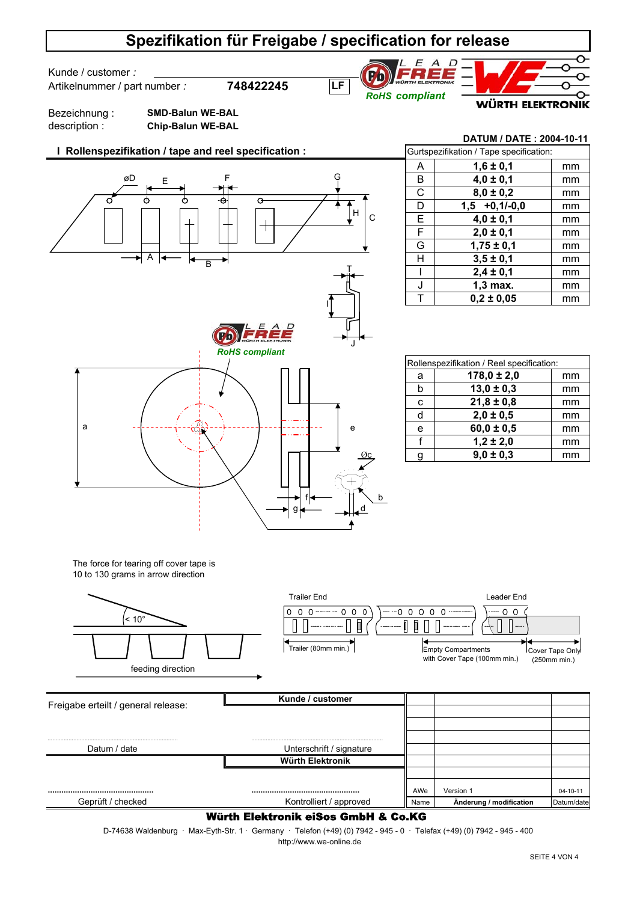# Spezifikation für Freigabe / specification for release

Kunde / customer :

Artikelnummer / part number : **748422245** LF

RoHS compliant

WÜRTH ELEKTRONIK

Bezeichnung : **SMD-Balun WE-BAL**

description : **Chip-Balun WE-BAL**

**DATUM / DATE : 2004-10-11**

## I Rollenspezifikation / tape and reel specification :

| Gurtspezifikation / Tape specification: | | |
|---|---|---|
| A | **1,6 ± 0,1** | mm |
| B | **4,0 ± 0,1** | mm |
| C | **8,0 ± 0,2** | mm |
| D | **1,5 +0,1/-0,0** | mm |
| E | **4,0 ± 0,1** | mm |
| F | **2,0 ± 0,1** | mm |
| G | **1,75 ± 0,1** | mm |
| H | **3,5 ± 0,1** | mm |
| I | **2,4 ± 0,1** | mm |
| J | **1,3 max.** | mm |
| T | **0,2 ± 0,05** | mm |

| Rollenspezifikation / Reel specification: | | |
|---|---|---|
| a | **178,0 ± 2,0** | mm |
| b | **13,0 ± 0,3** | mm |
| c | **21,8 ± 0,8** | mm |
| d | **2,0 ± 0,5** | mm |
| e | **60,0 ± 0,5** | mm |
| f | **1,2 ± 2,0** | mm |
| g | **9,0 ± 0,3** | mm |

The force for tearing off cover tape is
10 to 130 grams in arrow direction

< 10°

feeding direction

Trailer End — Leader End

Trailer (80mm min.)

Empty Compartments with Cover Tape (100mm min.)

Cover Tape Only (250mm min.)

| Freigabe erteilt / general release: | **Kunde / customer** | | | |
|---|---|---|---|---|
| Datum / date | Unterschrift / signature | | | |
| | **Würth Elektronik** | | | |
| Geprüft / checked | Kontrolliert / approved | AWe | Version 1 | 04-10-11 |
| | | Name | **Änderung / modification** | Datum/date |

**Würth Elektronik eiSos GmbH & Co.KG**

D-74638 Waldenburg · Max-Eyth-Str. 1 · Germany · Telefon (+49) (0) 7942 - 945 - 0 · Telefax (+49) (0) 7942 - 945 - 400
http://www.we-online.de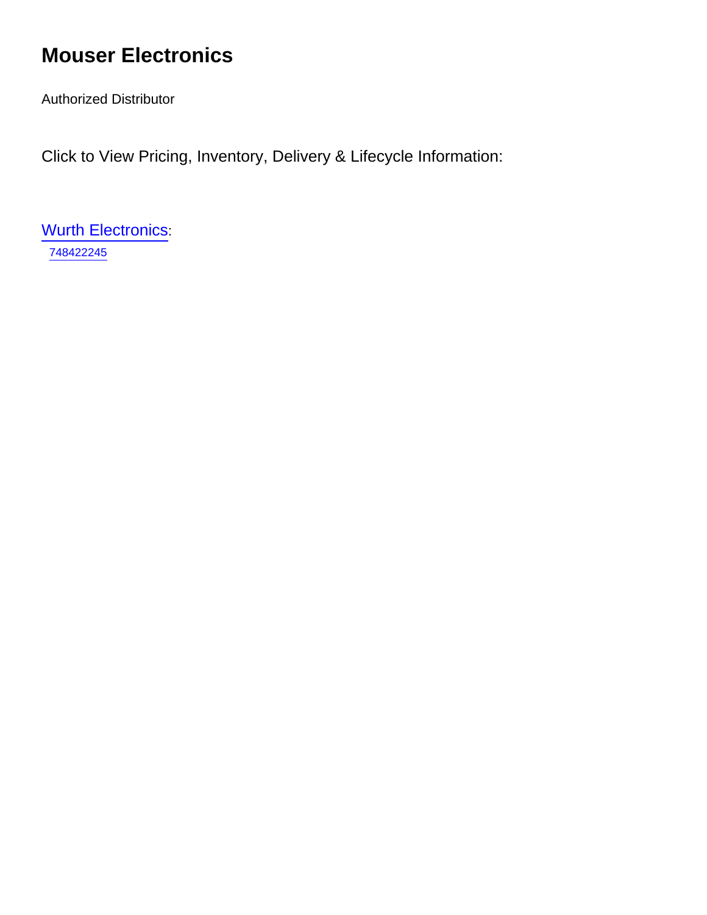# Mouser Electronics

Authorized Distributor

Click to View Pricing, Inventory, Delivery & Lifecycle Information:

Wurth Electronics:

748422245